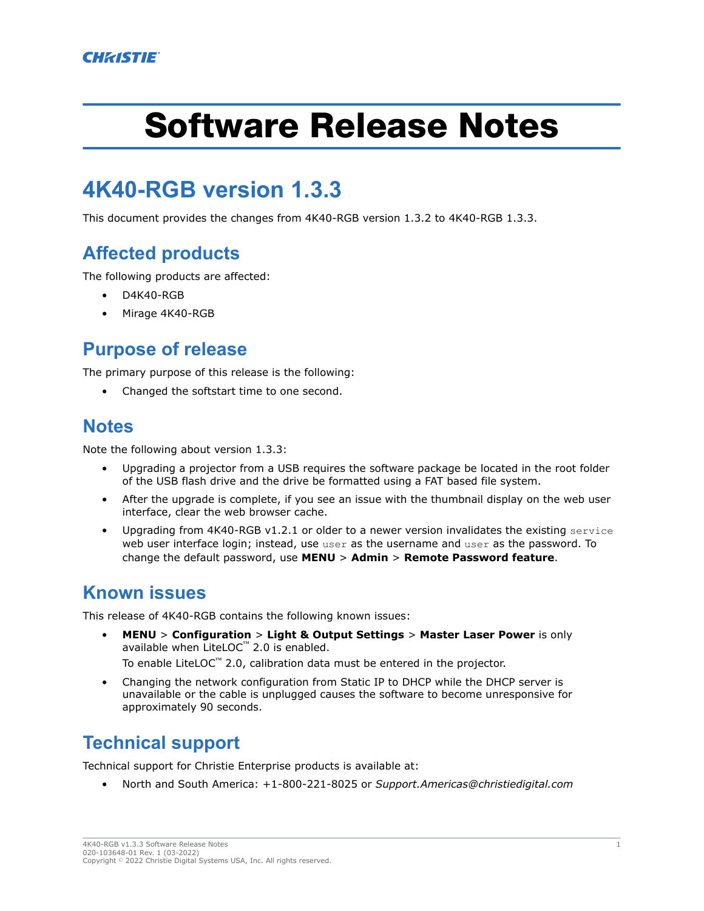# Software Release Notes

## 4K40-RGB version 1.3.3

This document provides the changes from 4K40-RGB version 1.3.2 to 4K40-RGB 1.3.3.

### Affected products

The following products are affected:

- D4K40-RGB
- Mirage 4K40-RGB

### Purpose of release

The primary purpose of this release is the following:

- Changed the softstart time to one second.

### Notes

Note the following about version 1.3.3:

- Upgrading a projector from a USB requires the software package be located in the root folder of the USB flash drive and the drive be formatted using a FAT based file system.
- After the upgrade is complete, if you see an issue with the thumbnail display on the web user interface, clear the web browser cache.
- Upgrading from 4K40-RGB v1.2.1 or older to a newer version invalidates the existing `service` web user interface login; instead, use `user` as the username and `user` as the password. To change the default password, use **MENU** > **Admin** > **Remote Password feature**.

### Known issues

This release of 4K40-RGB contains the following known issues:

- **MENU** > **Configuration** > **Light & Output Settings** > **Master Laser Power** is only available when LiteLOC™ 2.0 is enabled.

  To enable LiteLOC™ 2.0, calibration data must be entered in the projector.
- Changing the network configuration from Static IP to DHCP while the DHCP server is unavailable or the cable is unplugged causes the software to become unresponsive for approximately 90 seconds.

### Technical support

Technical support for Christie Enterprise products is available at:

- North and South America: +1-800-221-8025 or *Support.Americas@christiedigital.com*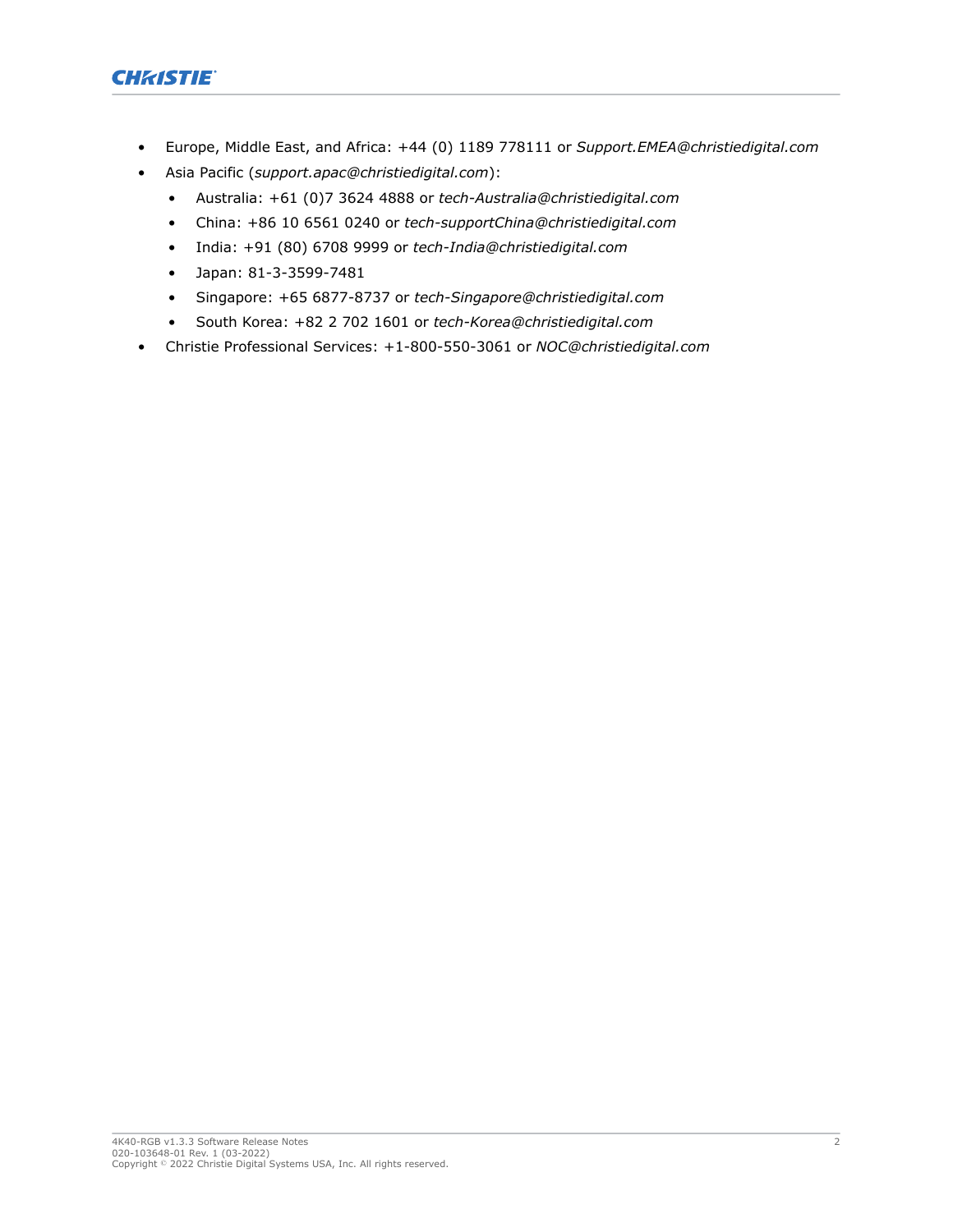- Europe, Middle East, and Africa: +44 (0) 1189 778111 or *Support.EMEA@christiedigital.com*
- Asia Pacific (*support.apac@christiedigital.com*):
    - Australia: +61 (0)7 3624 4888 or *tech-Australia@christiedigital.com*
    - China: +86 10 6561 0240 or *tech-supportChina@christiedigital.com*
    - India: +91 (80) 6708 9999 or *tech-India@christiedigital.com*
    - Japan: 81-3-3599-7481
    - Singapore: +65 6877-8737 or *tech-Singapore@christiedigital.com*
    - South Korea: +82 2 702 1601 or *tech-Korea@christiedigital.com*
- Christie Professional Services: +1-800-550-3061 or *NOC@christiedigital.com*